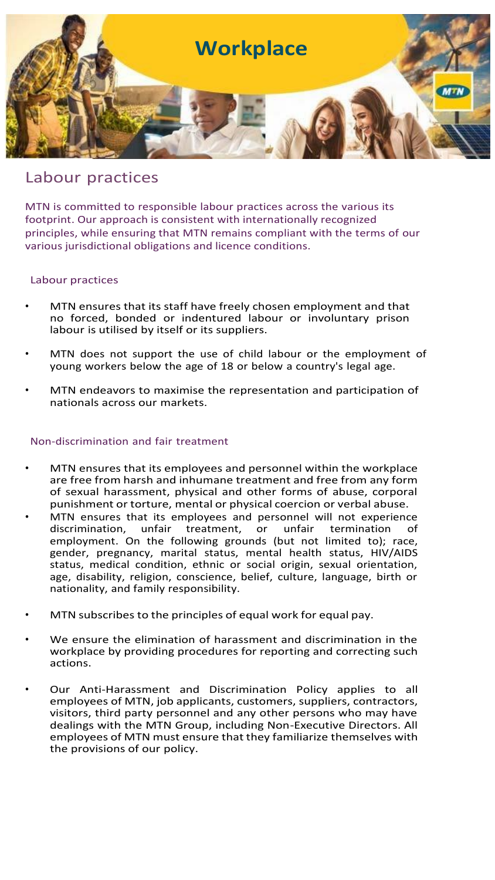# Workplace

## Labour practices

MTN is committed to responsible labour practices across the various its footprint. Our approach is consistent with internationally recognized principles, while ensuring that MTN remains compliant with the terms of our various jurisdictional obligations and licence conditions.

### Labour practices

- MTN ensures that its staff have freely chosen employment and that no forced, bonded or indentured labour or involuntary prison labour is utilised by itself or its suppliers.
- MTN does not support the use of child labour or the employment of young workers below the age of 18 or below a country's legal age.
- MTN endeavors to maximise the representation and participation of nationals across our markets.

### Non-discrimination and fair treatment

- MTN ensures that its employees and personnel within the workplace are free from harsh and inhumane treatment and free from any form of sexual harassment, physical and other forms of abuse, corporal punishment or torture, mental or physical coercion or verbal abuse.
- MTN ensures that its employees and personnel will not experience discrimination, unfair treatment, or unfair termination of employment. On the following grounds (but not limited to); race, gender, pregnancy, marital status, mental health status, HIV/AIDS status, medical condition, ethnic or social origin, sexual orientation, age, disability, religion, conscience, belief, culture, language, birth or nationality, and family responsibility.
- MTN subscribes to the principles of equal work for equal pay.
- We ensure the elimination of harassment and discrimination in the workplace by providing procedures for reporting and correcting such actions.
- Our Anti-Harassment and Discrimination Policy applies to all employees of MTN, job applicants, customers, suppliers, contractors, visitors, third party personnel and any other persons who may have dealings with the MTN Group, including Non-Executive Directors. All employees of MTN must ensure that they familiarize themselves with the provisions of our policy.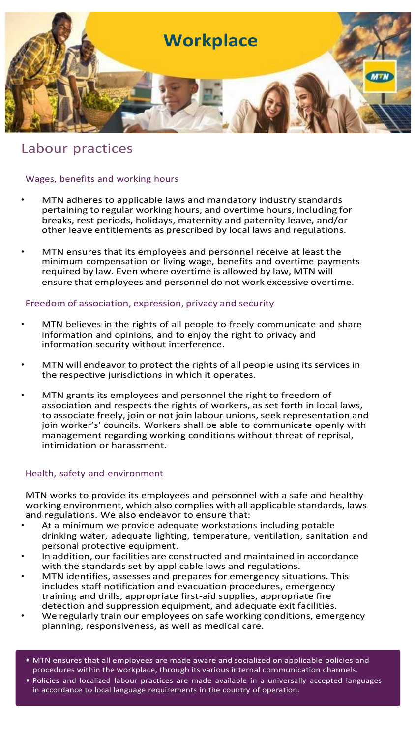# Workplace

## Labour practices

### Wages, benefits and working hours

- MTN adheres to applicable laws and mandatory industry standards pertaining to regular working hours, and overtime hours, including for breaks, rest periods, holidays, maternity and paternity leave, and/or other leave entitlements as prescribed by local laws and regulations.
- MTN ensures that its employees and personnel receive at least the minimum compensation or living wage, benefits and overtime payments required by law. Even where overtime is allowed by law, MTN will ensure that employees and personnel do not work excessive overtime.

### Freedom of association, expression, privacy and security

- MTN believes in the rights of all people to freely communicate and share information and opinions, and to enjoy the right to privacy and information security without interference.
- MTN will endeavor to protect the rights of all people using its services in the respective jurisdictions in which it operates.
- MTN grants its employees and personnel the right to freedom of association and respects the rights of workers, as set forth in local laws, to associate freely, join or not join labour unions, seek representation and join worker's' councils. Workers shall be able to communicate openly with management regarding working conditions without threat of reprisal, intimidation or harassment.

### Health, safety and environment

MTN works to provide its employees and personnel with a safe and healthy working environment, which also complies with all applicable standards, laws and regulations. We also endeavor to ensure that:

- At a minimum we provide adequate workstations including potable drinking water, adequate lighting, temperature, ventilation, sanitation and personal protective equipment.
- In addition, our facilities are constructed and maintained in accordance with the standards set by applicable laws and regulations.
- MTN identifies, assesses and prepares for emergency situations. This includes staff notification and evacuation procedures, emergency training and drills, appropriate first-aid supplies, appropriate fire detection and suppression equipment, and adequate exit facilities.
- We regularly train our employees on safe working conditions, emergency planning, responsiveness, as well as medical care.

- MTN ensures that all employees are made aware and socialized on applicable policies and procedures within the workplace, through its various internal communication channels.
- Policies and localized labour practices are made available in a universally accepted languages in accordance to local language requirements in the country of operation.